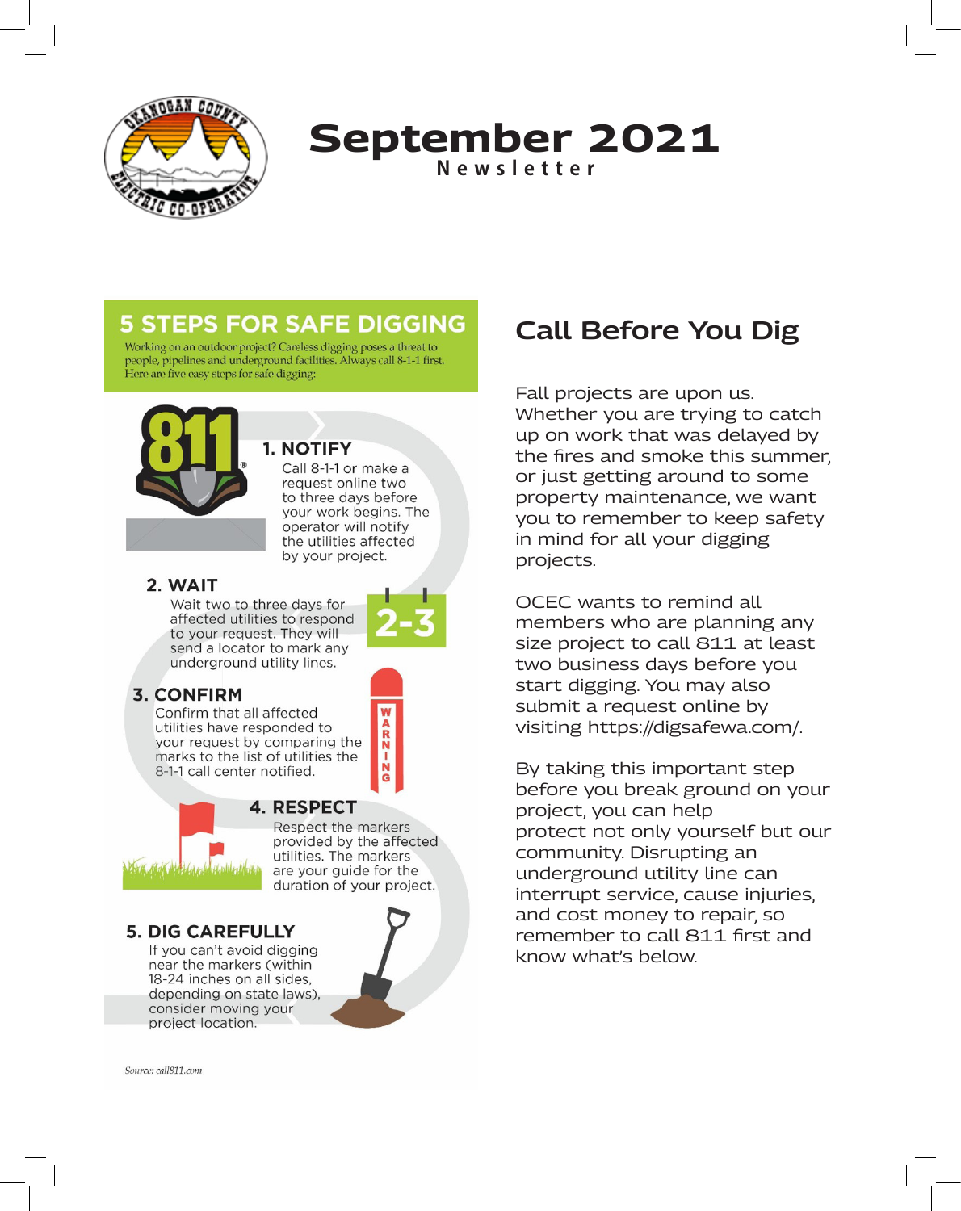# September 2021

**Newsletter**

## 5 STEPS FOR SAFE DIGGING

Working on an outdoor project? Careless digging poses a threat to people, pipelines and underground facilities. Always call 8-1-1 first. Here are five easy steps for safe digging:

### 1. NOTIFY

Call 8-1-1 or make a request online two to three days before your work begins. The operator will notify the utilities affected by your project.

### 2. WAIT

Wait two to three days for affected utilities to respond to your request. They will send a locator to mark any underground utility lines.

### 3. CONFIRM

Confirm that all affected utilities have responded to your request by comparing the marks to the list of utilities the 8-1-1 call center notified.

### 4. RESPECT

Respect the markers provided by the affected utilities. The markers are your guide for the duration of your project.

### 5. DIG CAREFULLY

If you can't avoid digging near the markers (within 18-24 inches on all sides, depending on state laws), consider moving your project location.

*Source: call811.com*

## Call Before You Dig

Fall projects are upon us. Whether you are trying to catch up on work that was delayed by the fires and smoke this summer, or just getting around to some property maintenance, we want you to remember to keep safety in mind for all your digging projects.

OCEC wants to remind all members who are planning any size project to call 811 at least two business days before you start digging. You may also submit a request online by visiting https://digsafewa.com/.

By taking this important step before you break ground on your project, you can help protect not only yourself but our community. Disrupting an underground utility line can interrupt service, cause injuries, and cost money to repair, so remember to call 811 first and know what's below.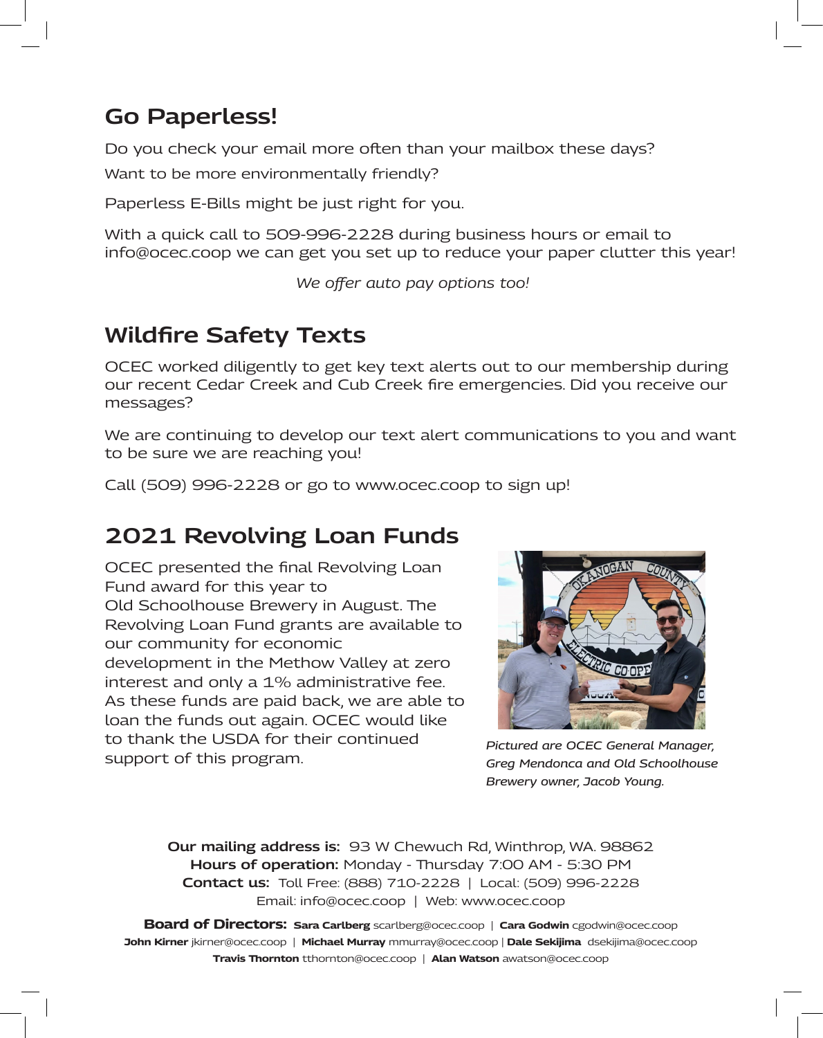## Go Paperless!

Do you check your email more often than your mailbox these days?

Want to be more environmentally friendly?

Paperless E-Bills might be just right for you.

With a quick call to 509-996-2228 during business hours or email to info@ocec.coop we can get you set up to reduce your paper clutter this year!

*We offer auto pay options too!*

## Wildfire Safety Texts

OCEC worked diligently to get key text alerts out to our membership during our recent Cedar Creek and Cub Creek fire emergencies. Did you receive our messages?

We are continuing to develop our text alert communications to you and want to be sure we are reaching you!

Call (509) 996-2228 or go to www.ocec.coop to sign up!

## 2021 Revolving Loan Funds

OCEC presented the final Revolving Loan Fund award for this year to Old Schoolhouse Brewery in August. The Revolving Loan Fund grants are available to our community for economic development in the Methow Valley at zero interest and only a 1% administrative fee. As these funds are paid back, we are able to loan the funds out again. OCEC would like to thank the USDA for their continued support of this program.

*Pictured are OCEC General Manager, Greg Mendonca and Old Schoolhouse Brewery owner, Jacob Young.*

**Our mailing address is:** 93 W Chewuch Rd, Winthrop, WA. 98862
**Hours of operation:** Monday - Thursday 7:00 AM - 5:30 PM
**Contact us:** Toll Free: (888) 710-2228 | Local: (509) 996-2228
Email: info@ocec.coop | Web: www.ocec.coop

**Board of Directors:** **Sara Carlberg** scarlberg@ocec.coop | **Cara Godwin** cgodwin@ocec.coop
**John Kirner** jkirner@ocec.coop | **Michael Murray** mmurray@ocec.coop | **Dale Sekijima** dsekijima@ocec.coop
**Travis Thornton** tthornton@ocec.coop | **Alan Watson** awatson@ocec.coop